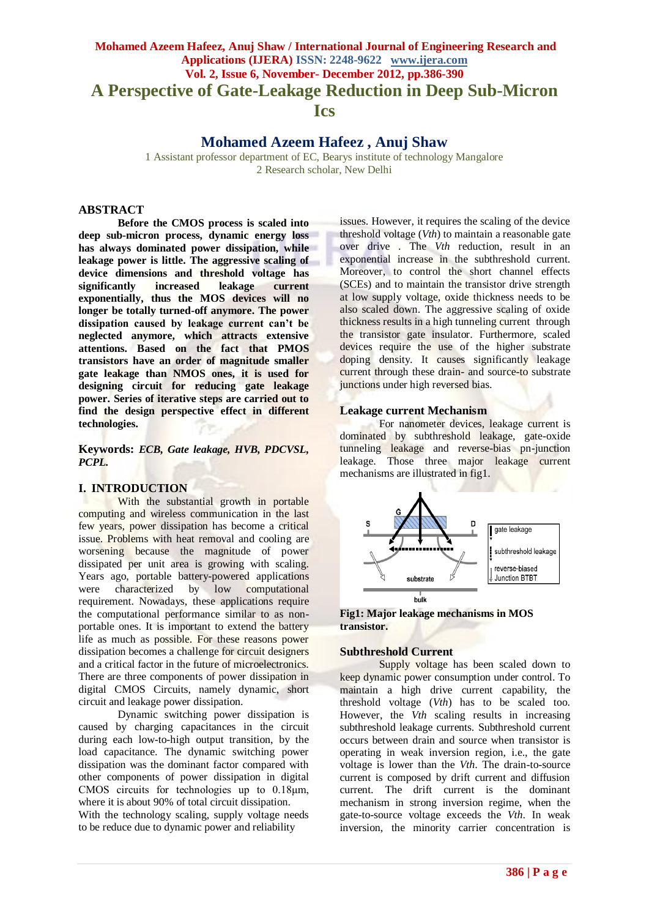# A Perspective of Gate-Leakage Reduction in Deep Sub-Micron Ics

## Mohamed Azeem Hafeez , Anuj Shaw

1 Assistant professor department of EC, Bearys institute of technology Mangalore
2 Research scholar, New Delhi

## ABSTRACT

**Before the CMOS process is scaled into deep sub-micron process, dynamic energy loss has always dominated power dissipation, while leakage power is little. The aggressive scaling of device dimensions and threshold voltage has significantly increased leakage current exponentially, thus the MOS devices will no longer be totally turned-off anymore. The power dissipation caused by leakage current can't be neglected anymore, which attracts extensive attentions. Based on the fact that PMOS transistors have an order of magnitude smaller gate leakage than NMOS ones, it is used for designing circuit for reducing gate leakage power. Series of iterative steps are carried out to find the design perspective effect in different technologies.**

**Keywords:** ***ECB, Gate leakage, HVB, PDCVSL, PCPL.***

## I. INTRODUCTION

With the substantial growth in portable computing and wireless communication in the last few years, power dissipation has become a critical issue. Problems with heat removal and cooling are worsening because the magnitude of power dissipated per unit area is growing with scaling. Years ago, portable battery-powered applications were characterized by low computational requirement. Nowadays, these applications require the computational performance similar to as non-portable ones. It is important to extend the battery life as much as possible. For these reasons power dissipation becomes a challenge for circuit designers and a critical factor in the future of microelectronics. There are three components of power dissipation in digital CMOS Circuits, namely dynamic, short circuit and leakage power dissipation.

Dynamic switching power dissipation is caused by charging capacitances in the circuit during each low-to-high output transition, by the load capacitance. The dynamic switching power dissipation was the dominant factor compared with other components of power dissipation in digital CMOS circuits for technologies up to 0.18μm, where it is about 90% of total circuit dissipation.
With the technology scaling, supply voltage needs to be reduce due to dynamic power and reliability issues. However, it requires the scaling of the device threshold voltage (*Vth*) to maintain a reasonable gate over drive . The *Vth* reduction, result in an exponential increase in the subthreshold current. Moreover, to control the short channel effects (SCEs) and to maintain the transistor drive strength at low supply voltage, oxide thickness needs to be also scaled down. The aggressive scaling of oxide thickness results in a high tunneling current through the transistor gate insulator. Furthermore, scaled devices require the use of the higher substrate doping density. It causes significantly leakage current through these drain- and source-to substrate junctions under high reversed bias.

## Leakage current Mechanism

For nanometer devices, leakage current is dominated by subthreshold leakage, gate-oxide tunneling leakage and reverse-bias pn-junction leakage. Those three major leakage current mechanisms are illustrated in fig1.

**Fig1: Major leakage mechanisms in MOS transistor.**

## Subthreshold Current

Supply voltage has been scaled down to keep dynamic power consumption under control. To maintain a high drive current capability, the threshold voltage (*Vth*) has to be scaled too. However, the *Vth* scaling results in increasing subthreshold leakage currents. Subthreshold current occurs between drain and source when transistor is operating in weak inversion region, i.e., the gate voltage is lower than the *Vth*. The drain-to-source current is composed by drift current and diffusion current. The drift current is the dominant mechanism in strong inversion regime, when the gate-to-source voltage exceeds the *Vth*. In weak inversion, the minority carrier concentration is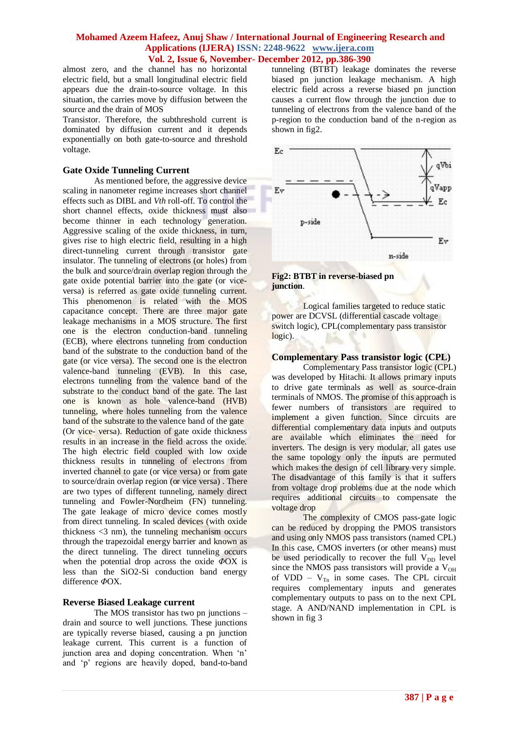almost zero, and the channel has no horizontal electric field, but a small longitudinal electric field appears due the drain-to-source voltage. In this situation, the carries move by diffusion between the source and the drain of MOS

Transistor. Therefore, the subthreshold current is dominated by diffusion current and it depends exponentially on both gate-to-source and threshold voltage.

## Gate Oxide Tunneling Current

As mentioned before, the aggressive device scaling in nanometer regime increases short channel effects such as DIBL and *Vth* roll-off. To control the short channel effects, oxide thickness must also become thinner in each technology generation. Aggressive scaling of the oxide thickness, in turn, gives rise to high electric field, resulting in a high direct-tunneling current through transistor gate insulator. The tunneling of electrons (or holes) from the bulk and source/drain overlap region through the gate oxide potential barrier into the gate (or vice-versa) is referred as gate oxide tunneling current. This phenomenon is related with the MOS capacitance concept. There are three major gate leakage mechanisms in a MOS structure. The first one is the electron conduction-band tunneling (ECB), where electrons tunneling from conduction band of the substrate to the conduction band of the gate (or vice versa). The second one is the electron valence-band tunneling (EVB). In this case, electrons tunneling from the valence band of the substrate to the conduct band of the gate. The last one is known as hole valence-band (HVB) tunneling, where holes tunneling from the valence band of the substrate to the valence band of the gate (Or vice- versa). Reduction of gate oxide thickness results in an increase in the field across the oxide. The high electric field coupled with low oxide thickness results in tunneling of electrons from inverted channel to gate (or vice versa) or from gate to source/drain overlap region (or vice versa) . There are two types of different tunneling, namely direct tunneling and Fowler-Nordheim (FN) tunneling. The gate leakage of micro device comes mostly from direct tunneling. In scaled devices (with oxide thickness <3 nm), the tunneling mechanism occurs through the trapezoidal energy barrier and known as the direct tunneling. The direct tunneling occurs when the potential drop across the oxide $\Phi OX$ is less than the SiO2-Si conduction band energy difference $\Phi OX$.

## Reverse Biased Leakage current

The MOS transistor has two pn junctions – drain and source to well junctions. These junctions are typically reverse biased, causing a pn junction leakage current. This current is a function of junction area and doping concentration. When 'n' and 'p' regions are heavily doped, band-to-band tunneling (BTBT) leakage dominates the reverse biased pn junction leakage mechanism. A high electric field across a reverse biased pn junction causes a current flow through the junction due to tunneling of electrons from the valence band of the p-region to the conduction band of the n-region as shown in fig2.

**Fig2: BTBT in reverse-biased pn junction**.

Logical families targeted to reduce static power are DCVSL (differential cascade voltage switch logic), CPL(complementary pass transistor logic).

## Complementary Pass transistor logic (CPL)

Complementary Pass transistor logic (CPL) was developed by Hitachi. It allows primary inputs to drive gate terminals as well as source-drain terminals of NMOS. The promise of this approach is fewer numbers of transistors are required to implement a given function. Since circuits are differential complementary data inputs and outputs are available which eliminates the need for inverters. The design is very modular, all gates use the same topology only the inputs are permuted which makes the design of cell library very simple. The disadvantage of this family is that it suffers from voltage drop problems due at the node which requires additional circuits to compensate the voltage drop

The complexity of CMOS pass-gate logic can be reduced by dropping the PMOS transistors and using only NMOS pass transistors (named CPL) In this case, CMOS inverters (or other means) must be used periodically to recover the full $V_{DD}$ level since the NMOS pass transistors will provide a $V_{OH}$ of VDD – $V_{Tn}$ in some cases. The CPL circuit requires complementary inputs and generates complementary outputs to pass on to the next CPL stage. A AND/NAND implementation in CPL is shown in fig 3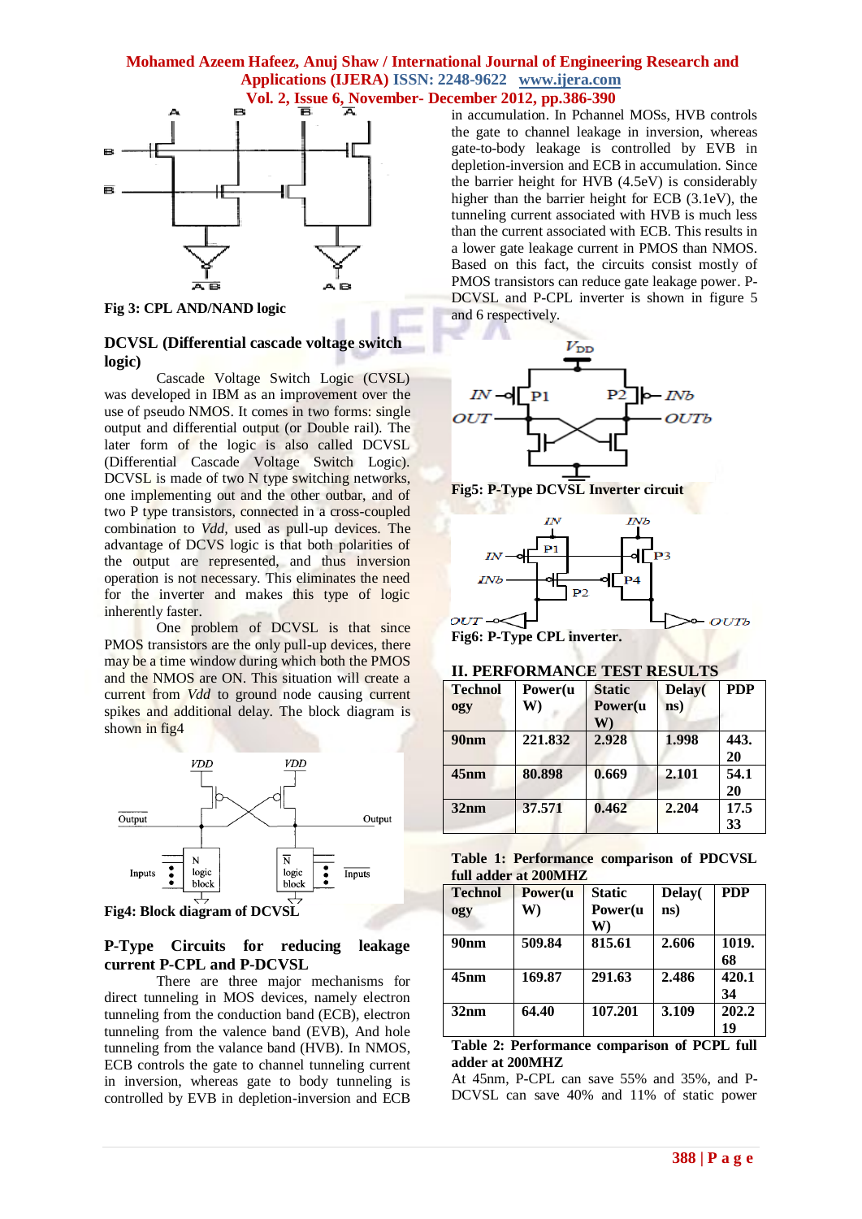Fig 3: CPL AND/NAND logic

**DCVSL (Differential cascade voltage switch logic)**

Cascade Voltage Switch Logic (CVSL) was developed in IBM as an improvement over the use of pseudo NMOS. It comes in two forms: single output and differential output (or Double rail). The later form of the logic is also called DCVSL (Differential Cascade Voltage Switch Logic). DCVSL is made of two N type switching networks, one implementing out and the other outbar, and of two P type transistors, connected in a cross-coupled combination to *Vdd*, used as pull-up devices. The advantage of DCVS logic is that both polarities of the output are represented, and thus inversion operation is not necessary. This eliminates the need for the inverter and makes this type of logic inherently faster.

One problem of DCVSL is that since PMOS transistors are the only pull-up devices, there may be a time window during which both the PMOS and the NMOS are ON. This situation will create a current from *Vdd* to ground node causing current spikes and additional delay. The block diagram is shown in fig4

Fig4: Block diagram of DCVSL

**P-Type Circuits for reducing leakage current P-CPL and P-DCVSL**

There are three major mechanisms for direct tunneling in MOS devices, namely electron tunneling from the conduction band (ECB), electron tunneling from the valence band (EVB), And hole tunneling from the valance band (HVB). In NMOS, ECB controls the gate to channel tunneling current in inversion, whereas gate to body tunneling is controlled by EVB in depletion-inversion and ECB in accumulation. In Pchannel MOSs, HVB controls the gate to channel leakage in inversion, whereas gate-to-body leakage is controlled by EVB in depletion-inversion and ECB in accumulation. Since the barrier height for HVB (4.5eV) is considerably higher than the barrier height for ECB (3.1eV), the tunneling current associated with HVB is much less than the current associated with ECB. This results in a lower gate leakage current in PMOS than NMOS. Based on this fact, the circuits consist mostly of PMOS transistors can reduce gate leakage power. P-DCVSL and P-CPL inverter is shown in figure 5 and 6 respectively.

Fig5: P-Type DCVSL Inverter circuit

Fig6: P-Type CPL inverter.

## II. PERFORMANCE TEST RESULTS

| Technology | Power(uW) | Static Power(uW) | Delay(ns) | PDP |
|---|---|---|---|---|
| 90nm | 221.832 | 2.928 | 1.998 | 443.20 |
| 45nm | 80.898 | 0.669 | 2.101 | 54.120 |
| 32nm | 37.571 | 0.462 | 2.204 | 17.533 |

**Table 1: Performance comparison of PDCVSL full adder at 200MHZ**

| Technology | Power(uW) | Static Power(uW) | Delay(ns) | PDP |
|---|---|---|---|---|
| 90nm | 509.84 | 815.61 | 2.606 | 1019.68 |
| 45nm | 169.87 | 291.63 | 2.486 | 420.134 |
| 32nm | 64.40 | 107.201 | 3.109 | 202.219 |

**Table 2: Performance comparison of PCPL full adder at 200MHZ**

At 45nm, P-CPL can save 55% and 35%, and P-DCVSL can save 40% and 11% of static power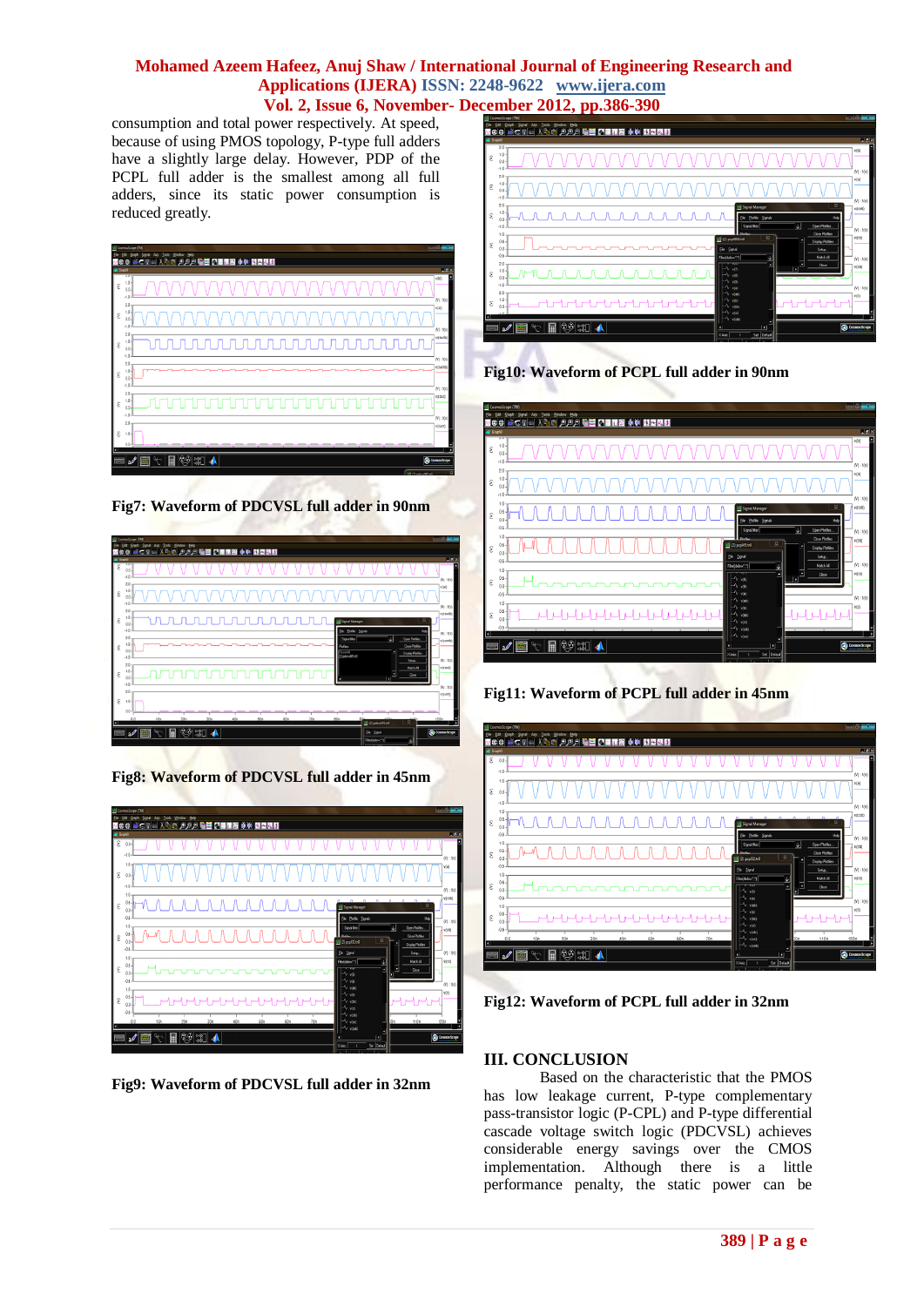consumption and total power respectively. At speed, because of using PMOS topology, P-type full adders have a slightly large delay. However, PDP of the PCPL full adder is the smallest among all full adders, since its static power consumption is reduced greatly.

Fig7: Waveform of PDCVSL full adder in 90nm

Fig8: Waveform of PDCVSL full adder in 45nm

Fig9: Waveform of PDCVSL full adder in 32nm

Fig10: Waveform of PCPL full adder in 90nm

Fig11: Waveform of PCPL full adder in 45nm

Fig12: Waveform of PCPL full adder in 32nm

## III. CONCLUSION

Based on the characteristic that the PMOS has low leakage current, P-type complementary pass-transistor logic (P-CPL) and P-type differential cascade voltage switch logic (PDCVSL) achieves considerable energy savings over the CMOS implementation. Although there is a little performance penalty, the static power can be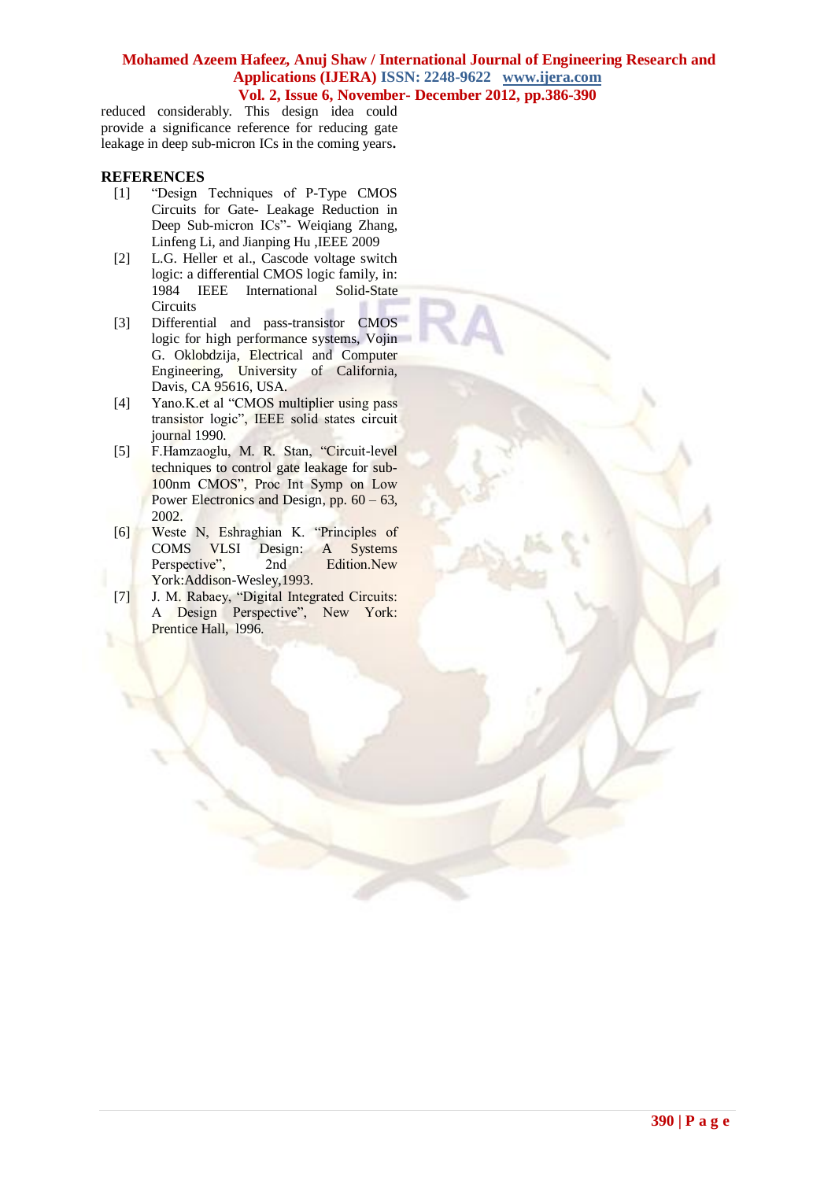reduced considerably. This design idea could provide a significance reference for reducing gate leakage in deep sub-micron ICs in the coming years**.**

## REFERENCES

[1] "Design Techniques of P-Type CMOS Circuits for Gate- Leakage Reduction in Deep Sub-micron ICs"- Weiqiang Zhang, Linfeng Li, and Jianping Hu ,IEEE 2009

[2] L.G. Heller et al., Cascode voltage switch logic: a differential CMOS logic family, in: 1984 IEEE International Solid-State Circuits

[3] Differential and pass-transistor CMOS logic for high performance systems, Vojin G. Oklobdzija, Electrical and Computer Engineering, University of California, Davis, CA 95616, USA.

[4] Yano.K.et al "CMOS multiplier using pass transistor logic", IEEE solid states circuit journal 1990.

[5] F.Hamzaoglu, M. R. Stan, "Circuit-level techniques to control gate leakage for sub-100nm CMOS", Proc Int Symp on Low Power Electronics and Design, pp. 60 – 63, 2002.

[6] Weste N, Eshraghian K. "Principles of COMS VLSI Design: A Systems Perspective", 2nd Edition.New York:Addison-Wesley,1993.

[7] J. M. Rabaey, "Digital Integrated Circuits: A Design Perspective", New York: Prentice Hall, l996.